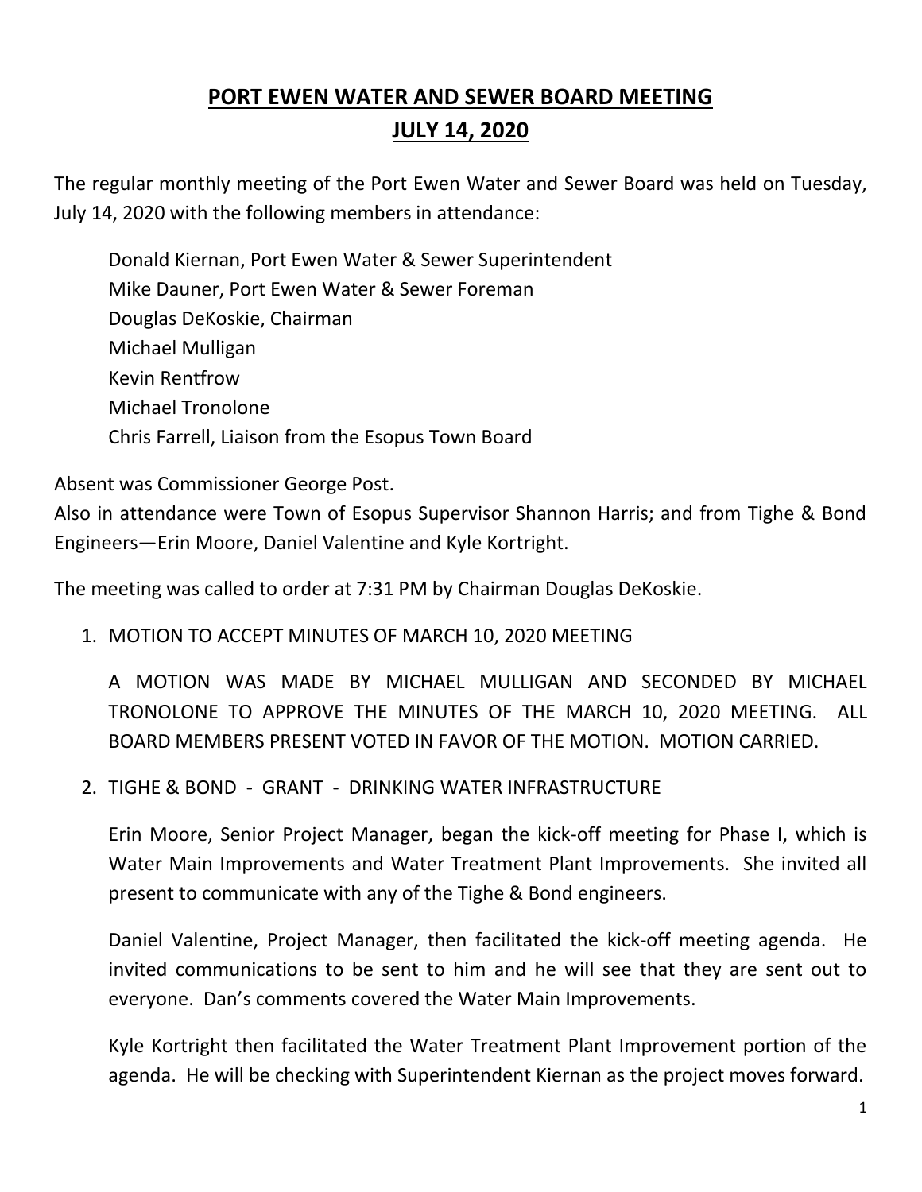# PORT EWEN WATER AND SEWER BOARD MEETING
## JULY 14, 2020

The regular monthly meeting of the Port Ewen Water and Sewer Board was held on Tuesday, July 14, 2020 with the following members in attendance:

Donald Kiernan, Port Ewen Water & Sewer Superintendent
Mike Dauner, Port Ewen Water & Sewer Foreman
Douglas DeKoskie, Chairman
Michael Mulligan
Kevin Rentfrow
Michael Tronolone
Chris Farrell, Liaison from the Esopus Town Board

Absent was Commissioner George Post.
Also in attendance were Town of Esopus Supervisor Shannon Harris; and from Tighe & Bond Engineers—Erin Moore, Daniel Valentine and Kyle Kortright.

The meeting was called to order at 7:31 PM by Chairman Douglas DeKoskie.

1. MOTION TO ACCEPT MINUTES OF MARCH 10, 2020 MEETING

   A MOTION WAS MADE BY MICHAEL MULLIGAN AND SECONDED BY MICHAEL TRONOLONE TO APPROVE THE MINUTES OF THE MARCH 10, 2020 MEETING. ALL BOARD MEMBERS PRESENT VOTED IN FAVOR OF THE MOTION. MOTION CARRIED.

2. TIGHE & BOND - GRANT - DRINKING WATER INFRASTRUCTURE

   Erin Moore, Senior Project Manager, began the kick-off meeting for Phase I, which is Water Main Improvements and Water Treatment Plant Improvements. She invited all present to communicate with any of the Tighe & Bond engineers.

   Daniel Valentine, Project Manager, then facilitated the kick-off meeting agenda. He invited communications to be sent to him and he will see that they are sent out to everyone. Dan's comments covered the Water Main Improvements.

   Kyle Kortright then facilitated the Water Treatment Plant Improvement portion of the agenda. He will be checking with Superintendent Kiernan as the project moves forward.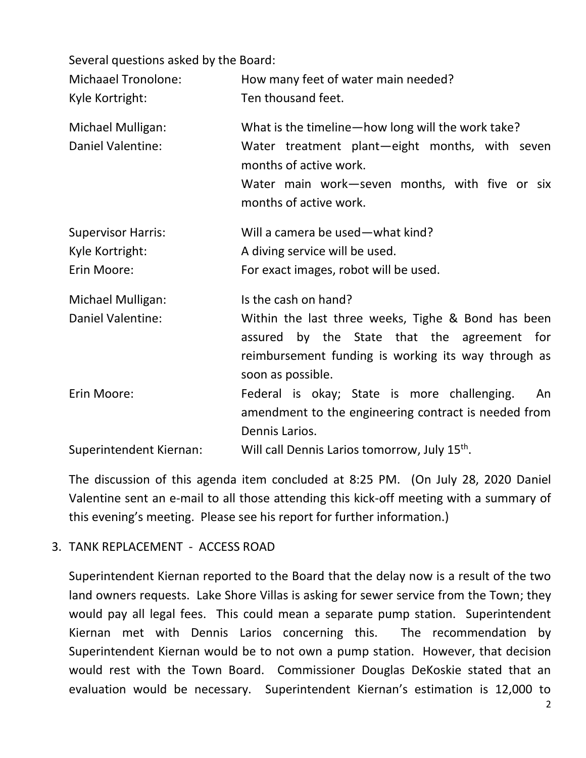Several questions asked by the Board:

| | |
|---|---|
| Michaael Tronolone: | How many feet of water main needed? |
| Kyle Kortright: | Ten thousand feet. |
| Michael Mulligan: | What is the timeline—how long will the work take? |
| Daniel Valentine: | Water treatment plant—eight months, with seven months of active work. Water main work—seven months, with five or six months of active work. |
| Supervisor Harris: | Will a camera be used—what kind? |
| Kyle Kortright: | A diving service will be used. |
| Erin Moore: | For exact images, robot will be used. |
| Michael Mulligan: | Is the cash on hand? |
| Daniel Valentine: | Within the last three weeks, Tighe & Bond has been assured by the State that the agreement for reimbursement funding is working its way through as soon as possible. |
| Erin Moore: | Federal is okay; State is more challenging. An amendment to the engineering contract is needed from Dennis Larios. |
| Superintendent Kiernan: | Will call Dennis Larios tomorrow, July 15th. |

The discussion of this agenda item concluded at 8:25 PM. (On July 28, 2020 Daniel Valentine sent an e-mail to all those attending this kick-off meeting with a summary of this evening's meeting. Please see his report for further information.)

3. TANK REPLACEMENT - ACCESS ROAD

Superintendent Kiernan reported to the Board that the delay now is a result of the two land owners requests. Lake Shore Villas is asking for sewer service from the Town; they would pay all legal fees. This could mean a separate pump station. Superintendent Kiernan met with Dennis Larios concerning this. The recommendation by Superintendent Kiernan would be to not own a pump station. However, that decision would rest with the Town Board. Commissioner Douglas DeKoskie stated that an evaluation would be necessary. Superintendent Kiernan's estimation is 12,000 to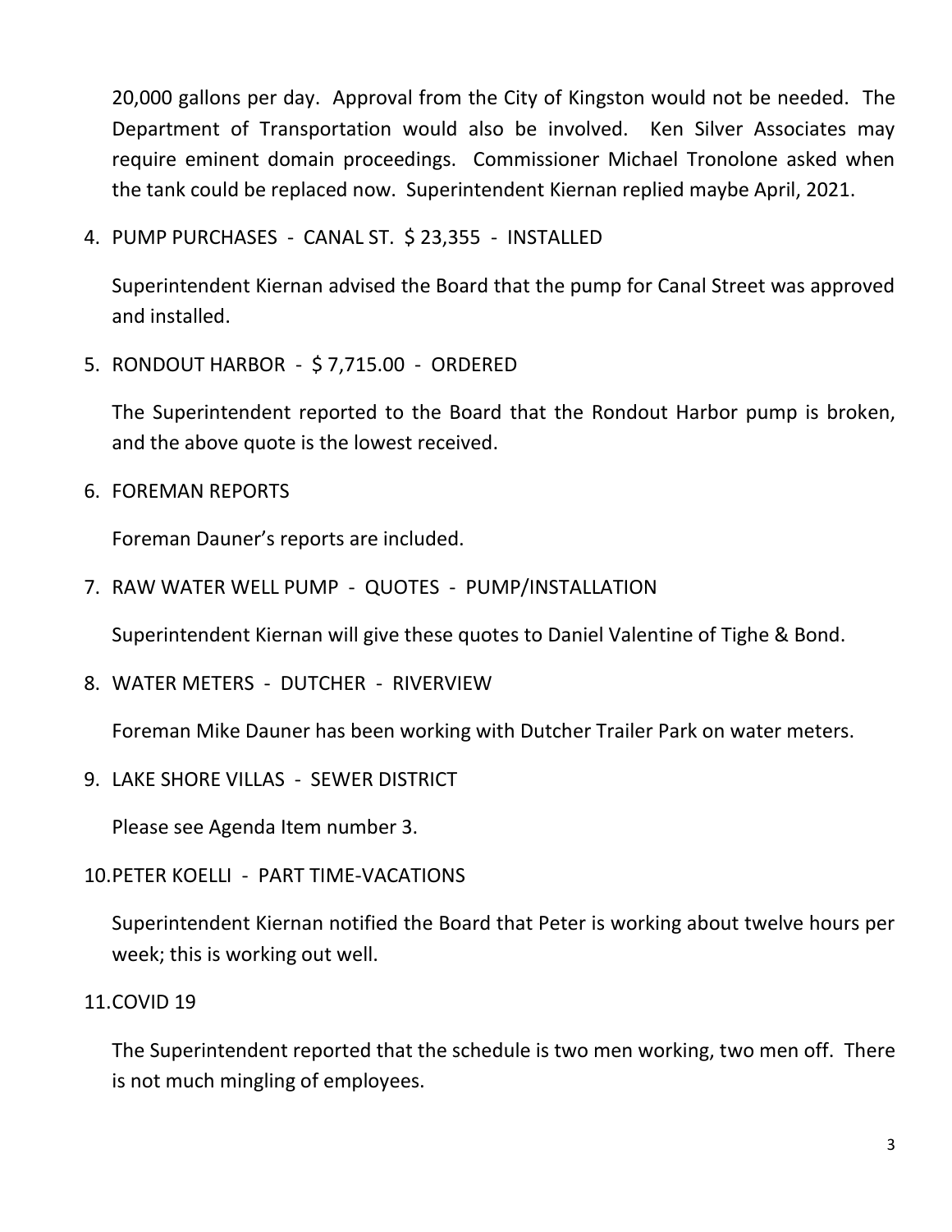20,000 gallons per day. Approval from the City of Kingston would not be needed. The Department of Transportation would also be involved. Ken Silver Associates may require eminent domain proceedings. Commissioner Michael Tronolone asked when the tank could be replaced now. Superintendent Kiernan replied maybe April, 2021.

4. PUMP PURCHASES - CANAL ST. $ 23,355 - INSTALLED

   Superintendent Kiernan advised the Board that the pump for Canal Street was approved and installed.

5. RONDOUT HARBOR - $ 7,715.00 - ORDERED

   The Superintendent reported to the Board that the Rondout Harbor pump is broken, and the above quote is the lowest received.

6. FOREMAN REPORTS

   Foreman Dauner's reports are included.

7. RAW WATER WELL PUMP - QUOTES - PUMP/INSTALLATION

   Superintendent Kiernan will give these quotes to Daniel Valentine of Tighe & Bond.

8. WATER METERS - DUTCHER - RIVERVIEW

   Foreman Mike Dauner has been working with Dutcher Trailer Park on water meters.

9. LAKE SHORE VILLAS - SEWER DISTRICT

   Please see Agenda Item number 3.

10. PETER KOELLI - PART TIME-VACATIONS

    Superintendent Kiernan notified the Board that Peter is working about twelve hours per week; this is working out well.

11. COVID 19

    The Superintendent reported that the schedule is two men working, two men off. There is not much mingling of employees.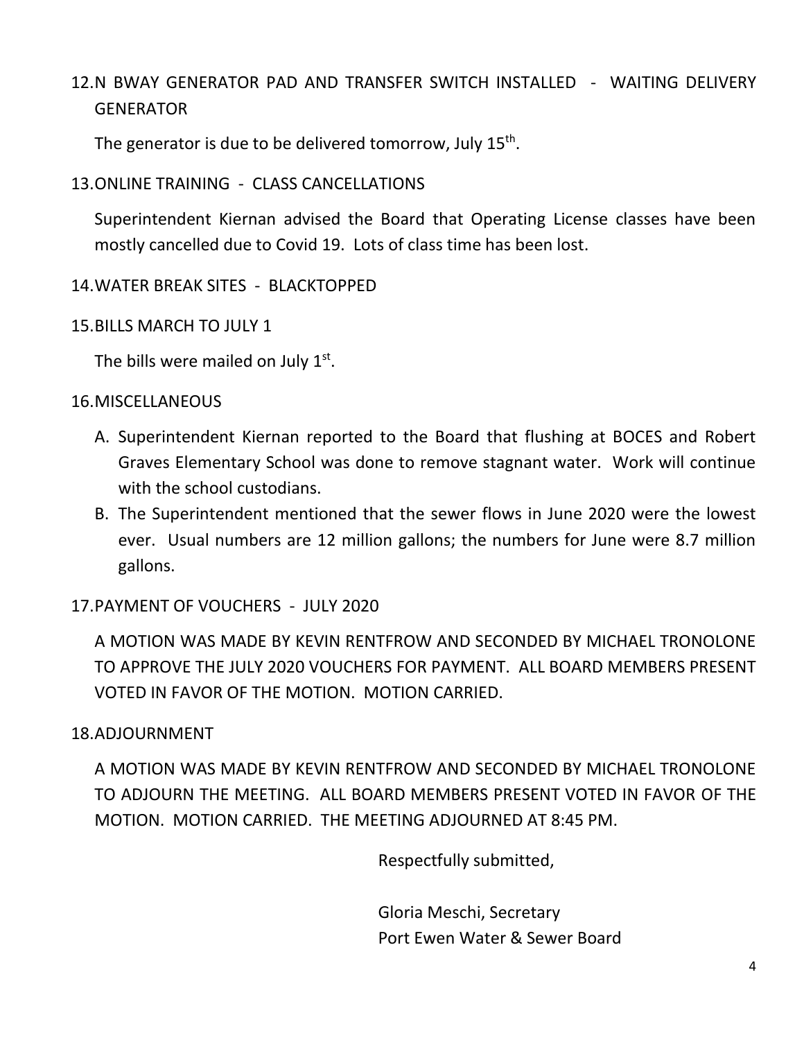12. N BWAY GENERATOR PAD AND TRANSFER SWITCH INSTALLED - WAITING DELIVERY GENERATOR

    The generator is due to be delivered tomorrow, July 15th.

13. ONLINE TRAINING - CLASS CANCELLATIONS

    Superintendent Kiernan advised the Board that Operating License classes have been mostly cancelled due to Covid 19. Lots of class time has been lost.

14. WATER BREAK SITES - BLACKTOPPED

15. BILLS MARCH TO JULY 1

    The bills were mailed on July 1st.

16. MISCELLANEOUS

    A. Superintendent Kiernan reported to the Board that flushing at BOCES and Robert Graves Elementary School was done to remove stagnant water. Work will continue with the school custodians.

    B. The Superintendent mentioned that the sewer flows in June 2020 were the lowest ever. Usual numbers are 12 million gallons; the numbers for June were 8.7 million gallons.

17. PAYMENT OF VOUCHERS - JULY 2020

    A MOTION WAS MADE BY KEVIN RENTFROW AND SECONDED BY MICHAEL TRONOLONE TO APPROVE THE JULY 2020 VOUCHERS FOR PAYMENT. ALL BOARD MEMBERS PRESENT VOTED IN FAVOR OF THE MOTION. MOTION CARRIED.

18. ADJOURNMENT

    A MOTION WAS MADE BY KEVIN RENTFROW AND SECONDED BY MICHAEL TRONOLONE TO ADJOURN THE MEETING. ALL BOARD MEMBERS PRESENT VOTED IN FAVOR OF THE MOTION. MOTION CARRIED. THE MEETING ADJOURNED AT 8:45 PM.

Respectfully submitted,

Gloria Meschi, Secretary
Port Ewen Water & Sewer Board